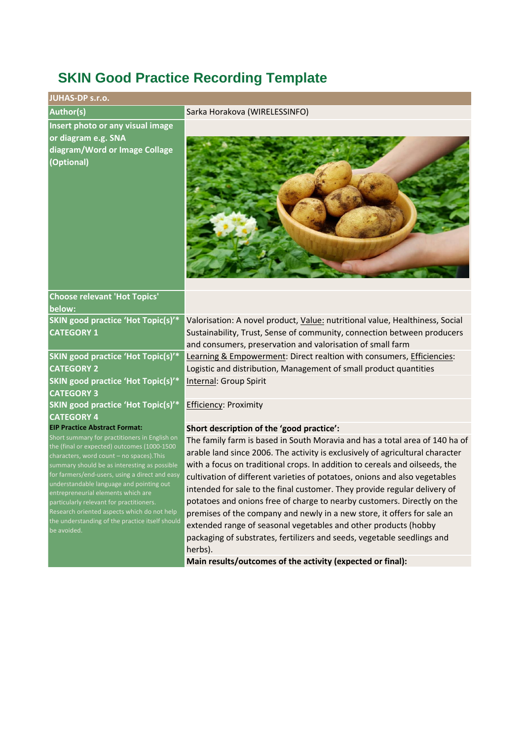# SKIN Good Practice Recording Template

| JUHAS-DP s.r.o. | |
|---|---|
| Author(s) | Sarka Horakova (WIRELESSINFO) |
| Insert photo or any visual image or diagram e.g. SNA diagram/Word or Image Collage (Optional) | |
| Choose relevant 'Hot Topics' below: | |
| SKIN good practice 'Hot Topic(s)'* CATEGORY 1 | Valorisation: A novel product, Value: nutritional value, Healthiness, Social Sustainability, Trust, Sense of community, connection between producers and consumers, preservation and valorisation of small farm |
| SKIN good practice 'Hot Topic(s)'* CATEGORY 2 | Learning & Empowerment: Direct realtion with consumers, Efficiencies: Logistic and distribution, Management of small product quantities |
| SKIN good practice 'Hot Topic(s)'* CATEGORY 3 | Internal: Group Spirit |
| SKIN good practice 'Hot Topic(s)'* CATEGORY 4 | Efficiency: Proximity |
| **EIP Practice Abstract Format:** Short summary for practitioners in English on the (final or expected) outcomes (1000-1500 characters, word count – no spaces).This summary should be as interesting as possible for farmers/end-users, using a direct and easy understandable language and pointing out entrepreneurial elements which are particularly relevant for practitioners. Research oriented aspects which do not help the understanding of the practice itself should be avoided. | **Short description of the 'good practice':** The family farm is based in South Moravia and has a total area of 140 ha of arable land since 2006. The activity is exclusively of agricultural character with a focus on traditional crops. In addition to cereals and oilseeds, the cultivation of different varieties of potatoes, onions and also vegetables intended for sale to the final customer. They provide regular delivery of potatoes and onions free of charge to nearby customers. Directly on the premises of the company and newly in a new store, it offers for sale an extended range of seasonal vegetables and other products (hobby packaging of substrates, fertilizers and seeds, vegetable seedlings and herbs). **Main results/outcomes of the activity (expected or final):** |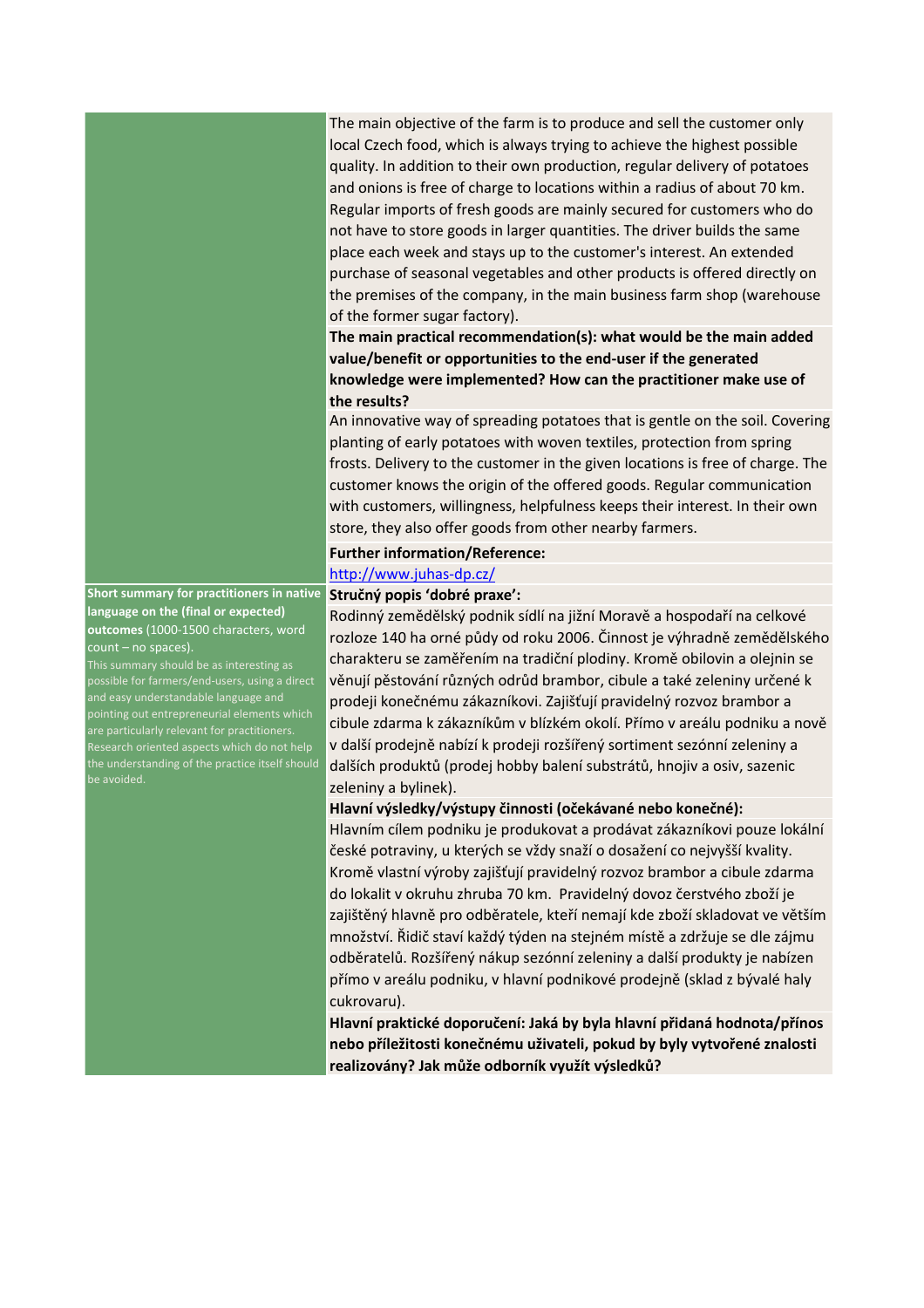| | |
|---|---|
| | The main objective of the farm is to produce and sell the customer only local Czech food, which is always trying to achieve the highest possible quality. In addition to their own production, regular delivery of potatoes and onions is free of charge to locations within a radius of about 70 km. Regular imports of fresh goods are mainly secured for customers who do not have to store goods in larger quantities. The driver builds the same place each week and stays up to the customer's interest. An extended purchase of seasonal vegetables and other products is offered directly on the premises of the company, in the main business farm shop (warehouse of the former sugar factory). |
| | **The main practical recommendation(s): what would be the main added value/benefit or opportunities to the end-user if the generated knowledge were implemented? How can the practitioner make use of the results?** |
| | An innovative way of spreading potatoes that is gentle on the soil. Covering planting of early potatoes with woven textiles, protection from spring frosts. Delivery to the customer in the given locations is free of charge. The customer knows the origin of the offered goods. Regular communication with customers, willingness, helpfulness keeps their interest. In their own store, they also offer goods from other nearby farmers. |
| | **Further information/Reference:** |
| | http://www.juhas-dp.cz/ |
| **Short summary for practitioners in native language on the (final or expected) outcomes** (1000-1500 characters, word count – no spaces). This summary should be as interesting as possible for farmers/end-users, using a direct and easy understandable language and pointing out entrepreneurial elements which are particularly relevant for practitioners. Research oriented aspects which do not help the understanding of the practice itself should be avoided. | **Stručný popis 'dobré praxe':** |
| | Rodinný zemědělský podnik sídlí na jižní Moravě a hospodaří na celkové rozloze 140 ha orné půdy od roku 2006. Činnost je výhradně zemědělského charakteru se zaměřením na tradiční plodiny. Kromě obilovin a olejnin se věnují pěstování různých odrůd brambor, cibule a také zeleniny určené k prodeji konečnému zákazníkovi. Zajišťují pravidelný rozvoz brambor a cibule zdarma k zákazníkům v blízkém okolí. Přímo v areálu podniku a nově v další prodejně nabízí k prodeji rozšířený sortiment sezónní zeleniny a dalších produktů (prodej hobby balení substrátů, hnojiv a osiv, sazenic zeleniny a bylinek). |
| | **Hlavní výsledky/výstupy činnosti (očekávané nebo konečné):** |
| | Hlavním cílem podniku je produkovat a prodávat zákazníkovi pouze lokální české potraviny, u kterých se vždy snaží o dosažení co nejvyšší kvality. Kromě vlastní výroby zajišťují pravidelný rozvoz brambor a cibule zdarma do lokalit v okruhu zhruba 70 km. Pravidelný dovoz čerstvého zboží je zajištěný hlavně pro odběratele, kteří nemají kde zboží skladovat ve větším množství. Řidič staví každý týden na stejném místě a zdržuje se dle zájmu odběratelů. Rozšířený nákup sezónní zeleniny a další produkty je nabízen přímo v areálu podniku, v hlavní podnikové prodejně (sklad z bývalé haly cukrovaru). |
| | **Hlavní praktické doporučení: Jaká by byla hlavní přidaná hodnota/přínos nebo příležitosti konečnému uživateli, pokud by byly vytvořené znalosti realizovány? Jak může odborník využít výsledků?** |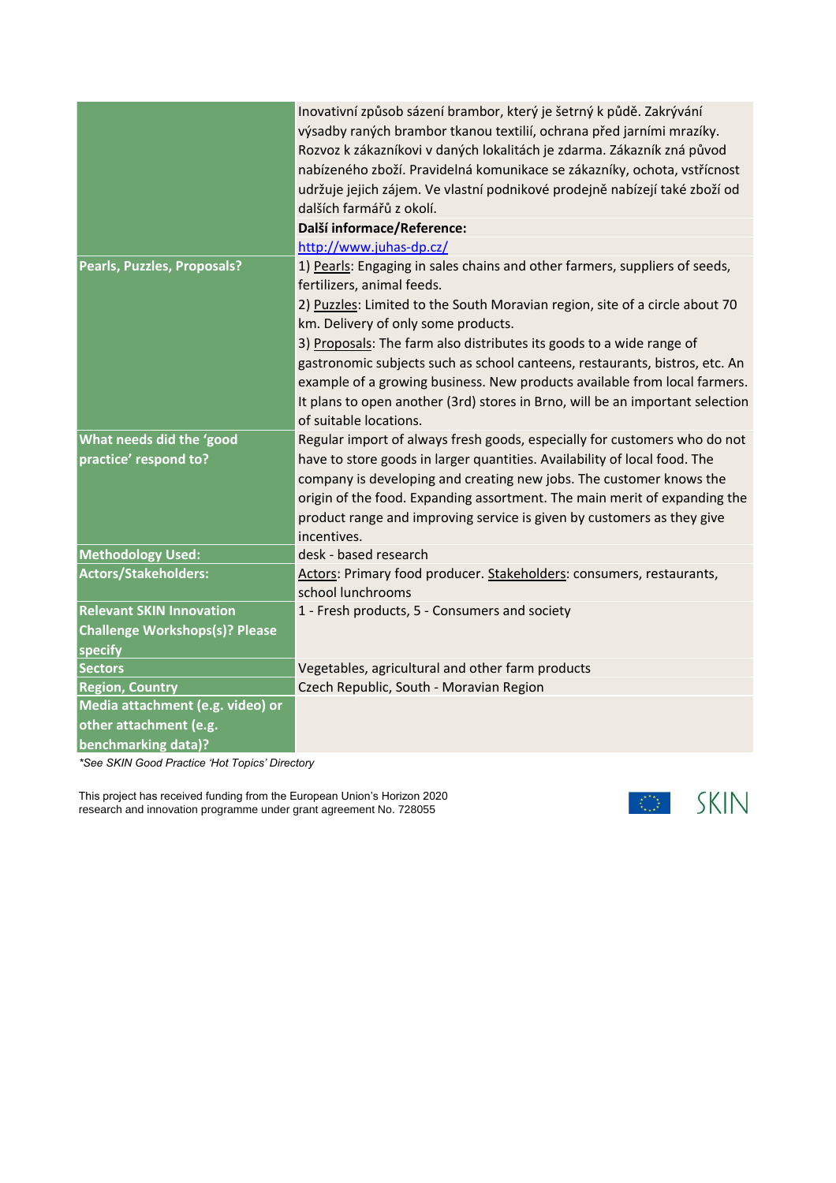| | |
|---|---|
| | Inovativní způsob sázení brambor, který je šetrný k půdě. Zakrývání výsadby raných brambor tkanou textilí, ochrana před jarními mrazíky. Rozvoz k zákazníkovi v daných lokalitách je zdarma. Zákazník zná původ nabízeného zboží. Pravidelná komunikace se zákazníky, ochota, vstřícnost udržuje jejich zájem. Ve vlastní podnikové prodejně nabízejí také zboží od dalších farmářů z okolí. |
| | **Další informace/Reference:** |
| | http://www.juhas-dp.cz/ |
| **Pearls, Puzzles, Proposals?** | 1) Pearls: Engaging in sales chains and other farmers, suppliers of seeds, fertilizers, animal feeds.<br>2) Puzzles: Limited to the South Moravian region, site of a circle about 70 km. Delivery of only some products.<br>3) Proposals: The farm also distributes its goods to a wide range of gastronomic subjects such as school canteens, restaurants, bistros, etc. An example of a growing business. New products available from local farmers. It plans to open another (3rd) stores in Brno, will be an important selection of suitable locations. |
| **What needs did the 'good practice' respond to?** | Regular import of always fresh goods, especially for customers who do not have to store goods in larger quantities. Availability of local food. The company is developing and creating new jobs. The customer knows the origin of the food. Expanding assortment. The main merit of expanding the product range and improving service is given by customers as they give incentives. |
| **Methodology Used:** | desk - based research |
| **Actors/Stakeholders:** | Actors: Primary food producer. Stakeholders: consumers, restaurants, school lunchrooms |
| **Relevant SKIN Innovation Challenge Workshops(s)? Please specify** | 1 - Fresh products, 5 - Consumers and society |
| **Sectors** | Vegetables, agricultural and other farm products |
| **Region, Country** | Czech Republic, South - Moravian Region |
| **Media attachment (e.g. video) or other attachment (e.g. benchmarking data)?** | |

*\*See SKIN Good Practice 'Hot Topics' Directory*

This project has received funding from the European Union's Horizon 2020 research and innovation programme under grant agreement No. 728055

SKIN